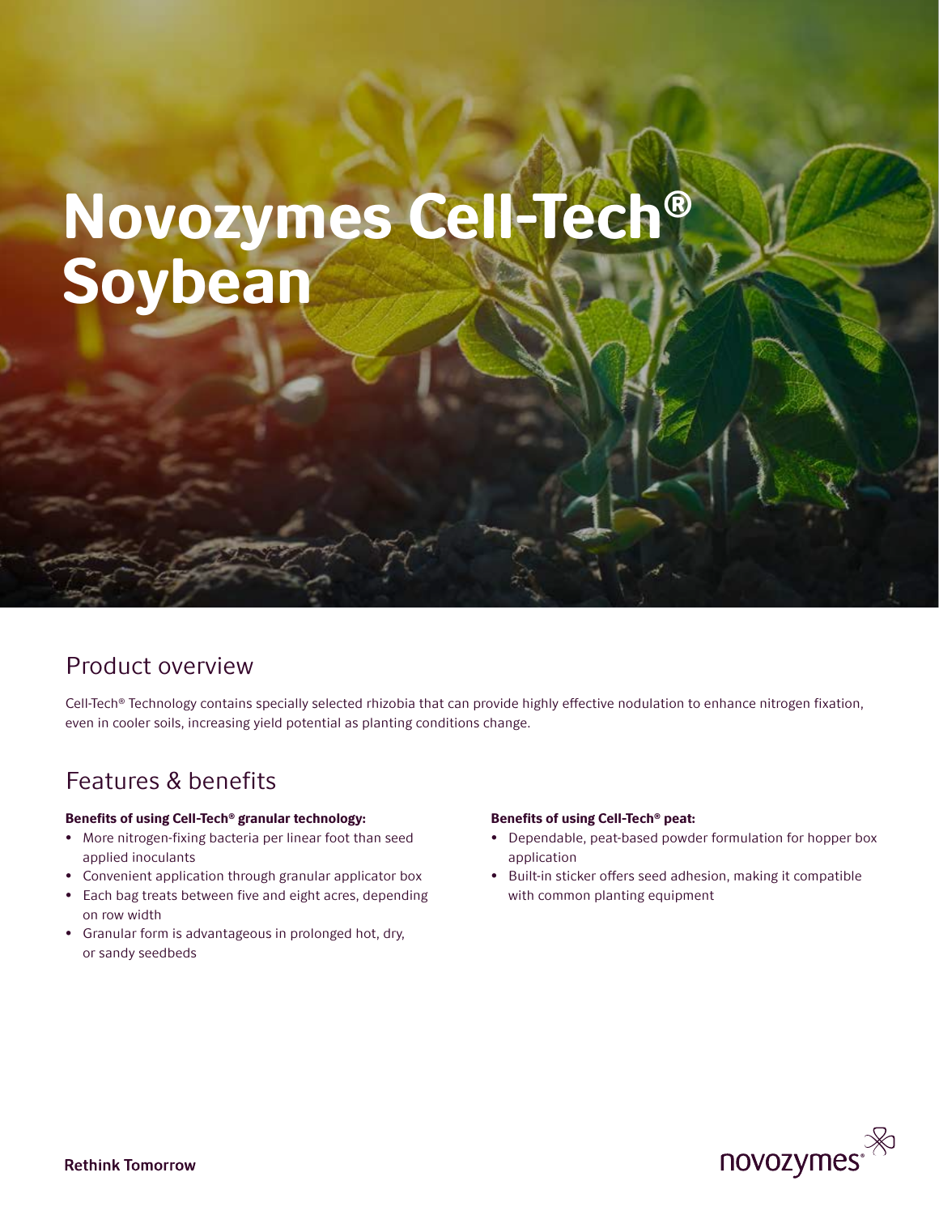# Novozymes Cell-Tech® Soybean

## Product overview

Cell-Tech® Technology contains specially selected rhizobia that can provide highly effective nodulation to enhance nitrogen fixation, even in cooler soils, increasing yield potential as planting conditions change.

## Features & benefits

**Benefits of using Cell-Tech® granular technology:**

- More nitrogen-fixing bacteria per linear foot than seed applied inoculants
- Convenient application through granular applicator box
- Each bag treats between five and eight acres, depending on row width
- Granular form is advantageous in prolonged hot, dry, or sandy seedbeds

**Benefits of using Cell-Tech® peat:**

- Dependable, peat-based powder formulation for hopper box application
- Built-in sticker offers seed adhesion, making it compatible with common planting equipment

Rethink Tomorrow

novozymes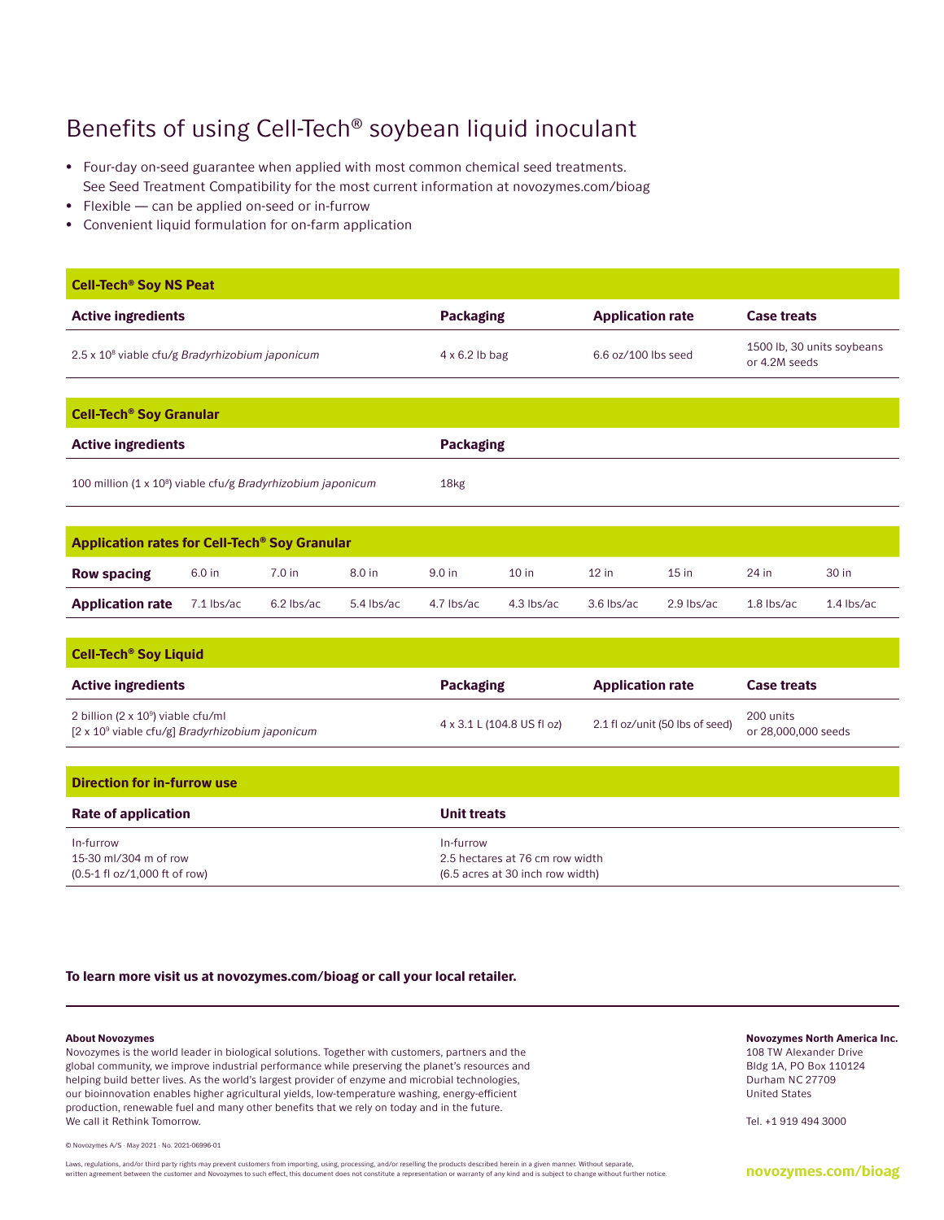# Benefits of using Cell-Tech® soybean liquid inoculant

- Four-day on-seed guarantee when applied with most common chemical seed treatments. See Seed Treatment Compatibility for the most current information at novozymes.com/bioag
- Flexible — can be applied on-seed or in-furrow
- Convenient liquid formulation for on-farm application

**Cell-Tech® Soy NS Peat**

| Active ingredients | Packaging | Application rate | Case treats |
|---|---|---|---|
| $2.5 \times 10^8$ viable cfu/g *Bradyrhizobium japonicum* | 4 x 6.2 lb bag | 6.6 oz/100 lbs seed | 1500 lb, 30 units soybeans or 4.2M seeds |

**Cell-Tech® Soy Granular**

| Active ingredients | Packaging |
|---|---|
| 100 million ($1 \times 10^8$) viable cfu/g *Bradyrhizobium japonicum* | 18kg |

**Application rates for Cell-Tech® Soy Granular**

| Row spacing | 6.0 in | 7.0 in | 8.0 in | 9.0 in | 10 in | 12 in | 15 in | 24 in | 30 in |
|---|---|---|---|---|---|---|---|---|---|
| **Application rate** | 7.1 lbs/ac | 6.2 lbs/ac | 5.4 lbs/ac | 4.7 lbs/ac | 4.3 lbs/ac | 3.6 lbs/ac | 2.9 lbs/ac | 1.8 lbs/ac | 1.4 lbs/ac |

**Cell-Tech® Soy Liquid**

| Active ingredients | Packaging | Application rate | Case treats |
|---|---|---|---|
| 2 billion ($2 \times 10^9$) viable cfu/ml [$2 \times 10^9$ viable cfu/g] *Bradyrhizobium japonicum* | 4 x 3.1 L (104.8 US fl oz) | 2.1 fl oz/unit (50 lbs of seed) | 200 units or 28,000,000 seeds |

**Direction for in-furrow use**

| Rate of application | Unit treats |
|---|---|
| In-furrow<br>15-30 ml/304 m of row<br>(0.5-1 fl oz/1,000 ft of row) | In-furrow<br>2.5 hectares at 76 cm row width<br>(6.5 acres at 30 inch row width) |

**To learn more visit us at novozymes.com/bioag or call your local retailer.**

**About Novozymes**
Novozymes is the world leader in biological solutions. Together with customers, partners and the global community, we improve industrial performance while preserving the planet's resources and helping build better lives. As the world's largest provider of enzyme and microbial technologies, our bioinnovation enables higher agricultural yields, low-temperature washing, energy-efficient production, renewable fuel and many other benefits that we rely on today and in the future. We call it Rethink Tomorrow.

**Novozymes North America Inc.**
108 TW Alexander Drive
Bldg 1A, PO Box 110124
Durham NC 27709
United States

Tel. +1 919 494 3000

© Novozymes A/S · May 2021 · No. 2021-06996-01

Laws, regulations, and/or third party rights may prevent customers from importing, using, processing, and/or reselling the products described herein in a given manner. Without separate, written agreement between the customer and Novozymes to such effect, this document does not constitute a representation or warranty of any kind and is subject to change without further notice.

**novozymes.com/bioag**